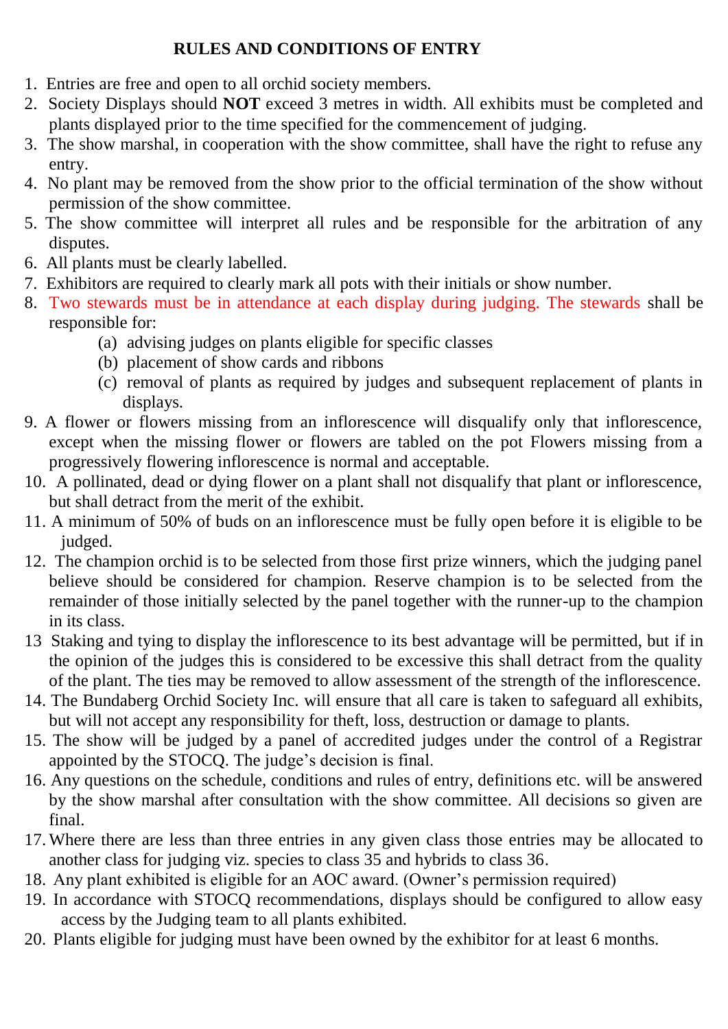## RULES AND CONDITIONS OF ENTRY

1. Entries are free and open to all orchid society members.
2. Society Displays should **NOT** exceed 3 metres in width. All exhibits must be completed and plants displayed prior to the time specified for the commencement of judging.
3. The show marshal, in cooperation with the show committee, shall have the right to refuse any entry.
4. No plant may be removed from the show prior to the official termination of the show without permission of the show committee.
5. The show committee will interpret all rules and be responsible for the arbitration of any disputes.
6. All plants must be clearly labelled.
7. Exhibitors are required to clearly mark all pots with their initials or show number.
8. Two stewards must be in attendance at each display during judging. The stewards shall be responsible for:
   (a) advising judges on plants eligible for specific classes
   (b) placement of show cards and ribbons
   (c) removal of plants as required by judges and subsequent replacement of plants in displays.
9. A flower or flowers missing from an inflorescence will disqualify only that inflorescence, except when the missing flower or flowers are tabled on the pot Flowers missing from a progressively flowering inflorescence is normal and acceptable.
10. A pollinated, dead or dying flower on a plant shall not disqualify that plant or inflorescence, but shall detract from the merit of the exhibit.
11. A minimum of 50% of buds on an inflorescence must be fully open before it is eligible to be judged.
12. The champion orchid is to be selected from those first prize winners, which the judging panel believe should be considered for champion. Reserve champion is to be selected from the remainder of those initially selected by the panel together with the runner-up to the champion in its class.
13. Staking and tying to display the inflorescence to its best advantage will be permitted, but if in the opinion of the judges this is considered to be excessive this shall detract from the quality of the plant. The ties may be removed to allow assessment of the strength of the inflorescence.
14. The Bundaberg Orchid Society Inc. will ensure that all care is taken to safeguard all exhibits, but will not accept any responsibility for theft, loss, destruction or damage to plants.
15. The show will be judged by a panel of accredited judges under the control of a Registrar appointed by the STOCQ. The judge's decision is final.
16. Any questions on the schedule, conditions and rules of entry, definitions etc. will be answered by the show marshal after consultation with the show committee. All decisions so given are final.
17. Where there are less than three entries in any given class those entries may be allocated to another class for judging viz. species to class 35 and hybrids to class 36.
18. Any plant exhibited is eligible for an AOC award. (Owner's permission required)
19. In accordance with STOCQ recommendations, displays should be configured to allow easy access by the Judging team to all plants exhibited.
20. Plants eligible for judging must have been owned by the exhibitor for at least 6 months.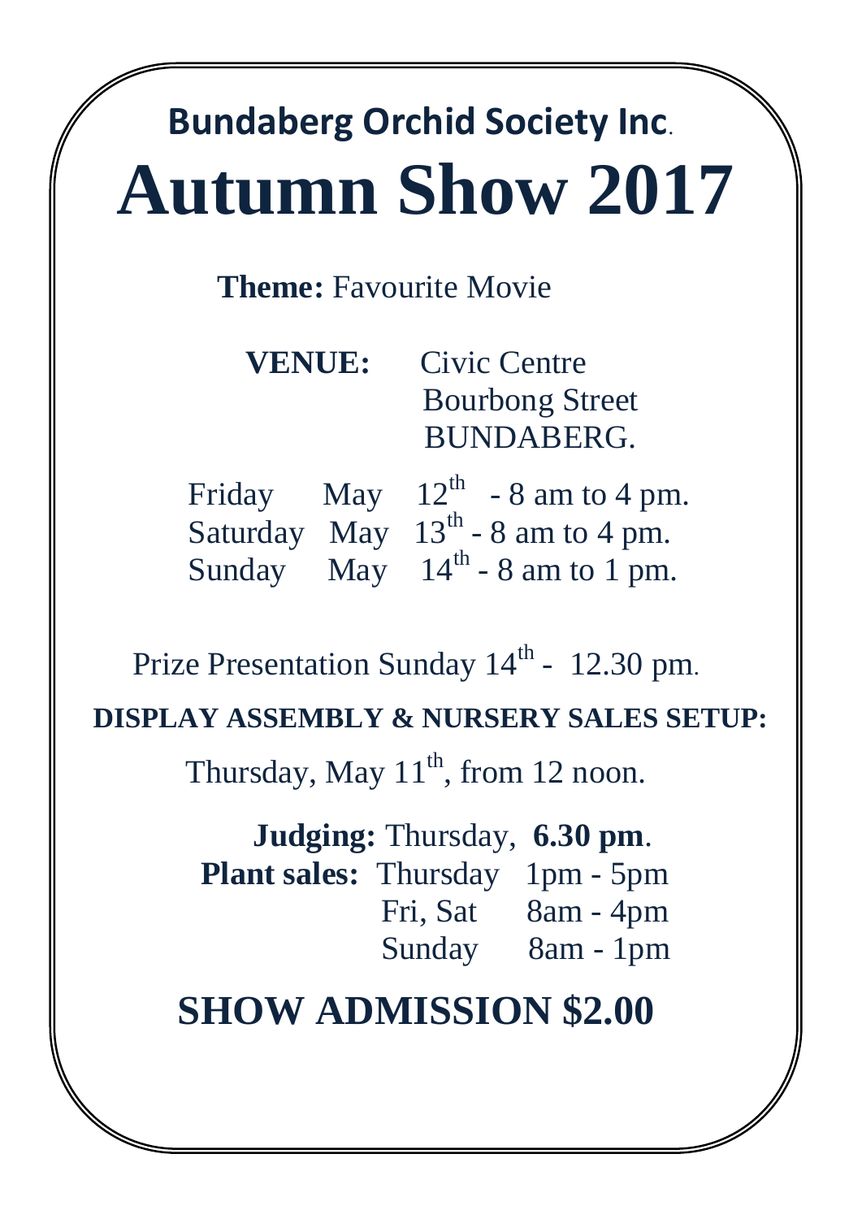## Bundaberg Orchid Society Inc.

# Autumn Show 2017

**Theme:** Favourite Movie

**VENUE:** Civic Centre
Bourbong Street
BUNDABERG.

Friday May 12th - 8 am to 4 pm.
Saturday May 13th - 8 am to 4 pm.
Sunday May 14th - 8 am to 1 pm.

Prize Presentation Sunday 14th - 12.30 pm.

**DISPLAY ASSEMBLY & NURSERY SALES SETUP:**

Thursday, May 11th, from 12 noon.

**Judging:** Thursday, **6.30 pm**.

**Plant sales:** Thursday 1pm - 5pm
Fri, Sat 8am - 4pm
Sunday 8am - 1pm

## SHOW ADMISSION $2.00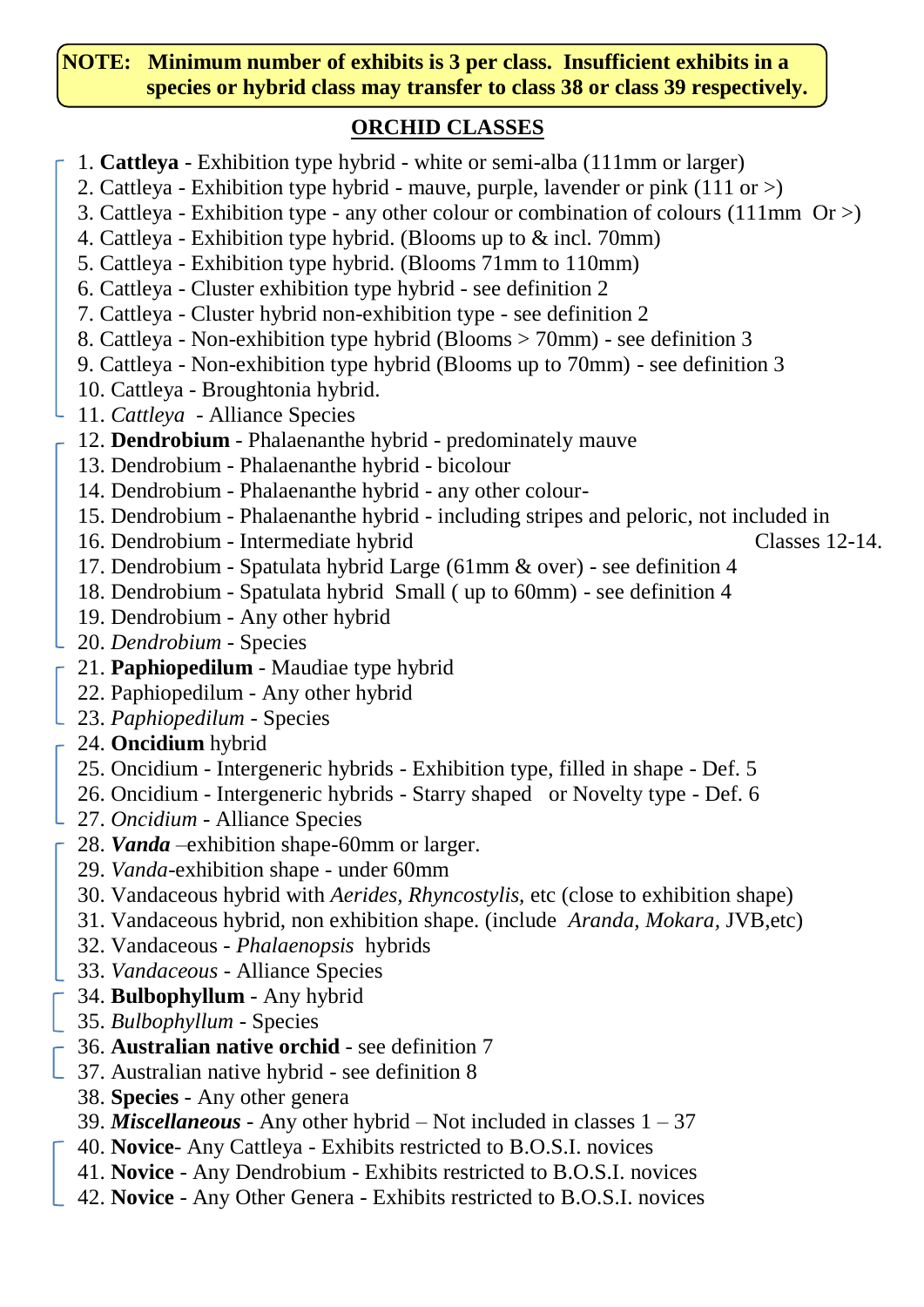**NOTE: Minimum number of exhibits is 3 per class. Insufficient exhibits in a species or hybrid class may transfer to class 38 or class 39 respectively.**

## ORCHID CLASSES

1. **Cattleya** - Exhibition type hybrid - white or semi-alba (111mm or larger)
2. Cattleya - Exhibition type hybrid - mauve, purple, lavender or pink (111 or >)
3. Cattleya - Exhibition type - any other colour or combination of colours (111mm Or >)
4. Cattleya - Exhibition type hybrid. (Blooms up to & incl. 70mm)
5. Cattleya - Exhibition type hybrid. (Blooms 71mm to 110mm)
6. Cattleya - Cluster exhibition type hybrid - see definition 2
7. Cattleya - Cluster hybrid non-exhibition type - see definition 2
8. Cattleya - Non-exhibition type hybrid (Blooms > 70mm) - see definition 3
9. Cattleya - Non-exhibition type hybrid (Blooms up to 70mm) - see definition 3
10. Cattleya - Broughtonia hybrid.
11. *Cattleya* - Alliance Species
12. **Dendrobium** - Phalaenanthe hybrid - predominately mauve
13. Dendrobium - Phalaenanthe hybrid - bicolour
14. Dendrobium - Phalaenanthe hybrid - any other colour-
15. Dendrobium - Phalaenanthe hybrid - including stripes and peloric, not included in Classes 12-14.
16. Dendrobium - Intermediate hybrid
17. Dendrobium - Spatulata hybrid Large (61mm & over) - see definition 4
18. Dendrobium - Spatulata hybrid Small ( up to 60mm) - see definition 4
19. Dendrobium - Any other hybrid
20. *Dendrobium* - Species
21. **Paphiopedilum** - Maudiae type hybrid
22. Paphiopedilum - Any other hybrid
23. *Paphiopedilum* - Species
24. **Oncidium** hybrid
25. Oncidium - Intergeneric hybrids - Exhibition type, filled in shape - Def. 5
26. Oncidium - Intergeneric hybrids - Starry shaped or Novelty type - Def. 6
27. *Oncidium* - Alliance Species
28. ***Vanda*** –exhibition shape-60mm or larger.
29. *Vanda*-exhibition shape - under 60mm
30. Vandaceous hybrid with *Aerides*, *Rhyncostylis*, etc (close to exhibition shape)
31. Vandaceous hybrid, non exhibition shape. (include *Aranda*, *Mokara*, JVB,etc)
32. Vandaceous - *Phalaenopsis* hybrids
33. *Vandaceous* - Alliance Species
34. **Bulbophyllum** - Any hybrid
35. *Bulbophyllum* - Species
36. **Australian native orchid** - see definition 7
37. Australian native hybrid - see definition 8
38. **Species** - Any other genera
39. ***Miscellaneous*** - Any other hybrid – Not included in classes 1 – 37
40. **Novice**- Any Cattleya - Exhibits restricted to B.O.S.I. novices
41. **Novice** - Any Dendrobium - Exhibits restricted to B.O.S.I. novices
42. **Novice** - Any Other Genera - Exhibits restricted to B.O.S.I. novices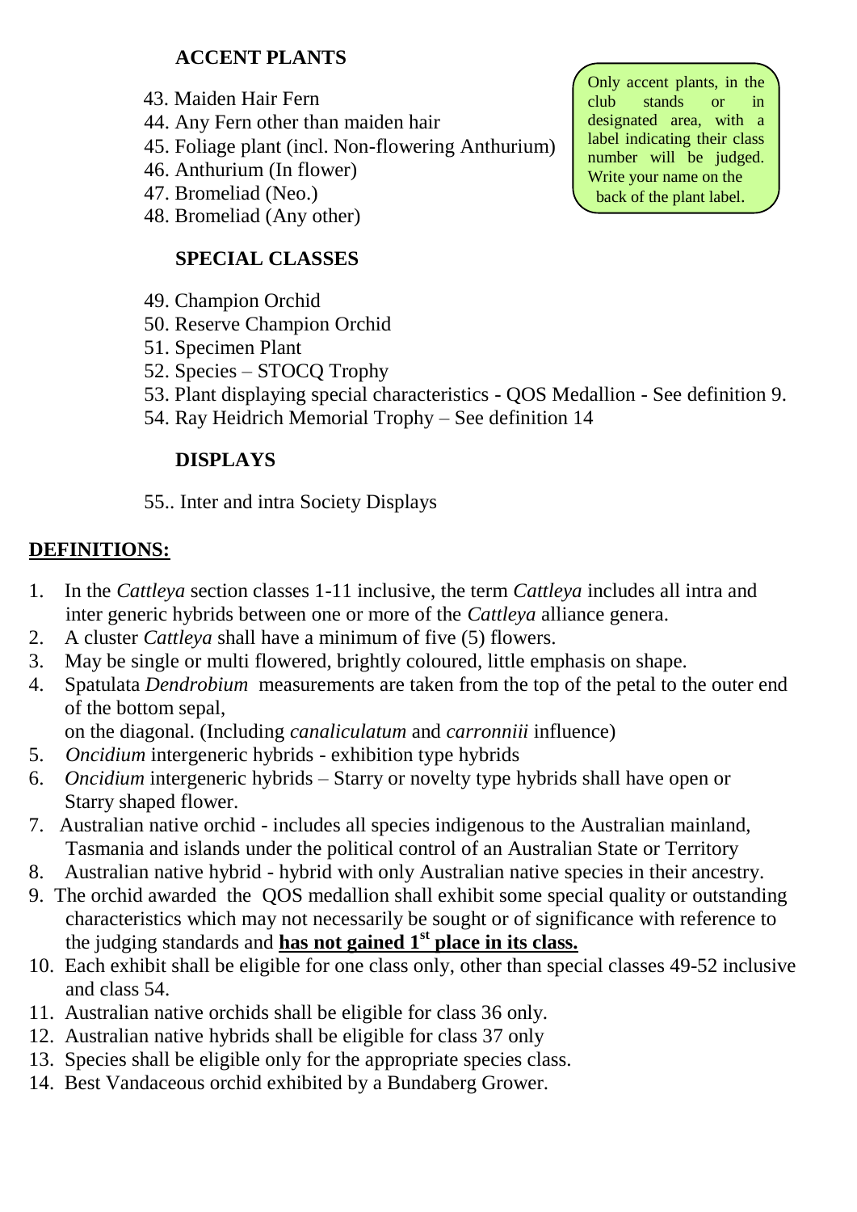### ACCENT PLANTS

43. Maiden Hair Fern
44. Any Fern other than maiden hair
45. Foliage plant (incl. Non-flowering Anthurium)
46. Anthurium (In flower)
47. Bromeliad (Neo.)
48. Bromeliad (Any other)

Only accent plants, in the club stands or in designated area, with a label indicating their class number will be judged. Write your name on the back of the plant label.

### SPECIAL CLASSES

49. Champion Orchid
50. Reserve Champion Orchid
51. Specimen Plant
52. Species – STOCQ Trophy
53. Plant displaying special characteristics - QOS Medallion - See definition 9.
54. Ray Heidrich Memorial Trophy – See definition 14

### DISPLAYS

55.. Inter and intra Society Displays

## DEFINITIONS:

1. In the *Cattleya* section classes 1-11 inclusive, the term *Cattleya* includes all intra and inter generic hybrids between one or more of the *Cattleya* alliance genera.
2. A cluster *Cattleya* shall have a minimum of five (5) flowers.
3. May be single or multi flowered, brightly coloured, little emphasis on shape.
4. Spatulata *Dendrobium* measurements are taken from the top of the petal to the outer end of the bottom sepal,
   on the diagonal. (Including *canaliculatum* and *carronniii* influence)
5. *Oncidium* intergeneric hybrids - exhibition type hybrids
6. *Oncidium* intergeneric hybrids – Starry or novelty type hybrids shall have open or Starry shaped flower.
7. Australian native orchid - includes all species indigenous to the Australian mainland, Tasmania and islands under the political control of an Australian State or Territory
8. Australian native hybrid - hybrid with only Australian native species in their ancestry.
9. The orchid awarded the QOS medallion shall exhibit some special quality or outstanding characteristics which may not necessarily be sought or of significance with reference to the judging standards and **<u>has not gained 1st place in its class.</u>**
10. Each exhibit shall be eligible for one class only, other than special classes 49-52 inclusive and class 54.
11. Australian native orchids shall be eligible for class 36 only.
12. Australian native hybrids shall be eligible for class 37 only
13. Species shall be eligible only for the appropriate species class.
14. Best Vandaceous orchid exhibited by a Bundaberg Grower.